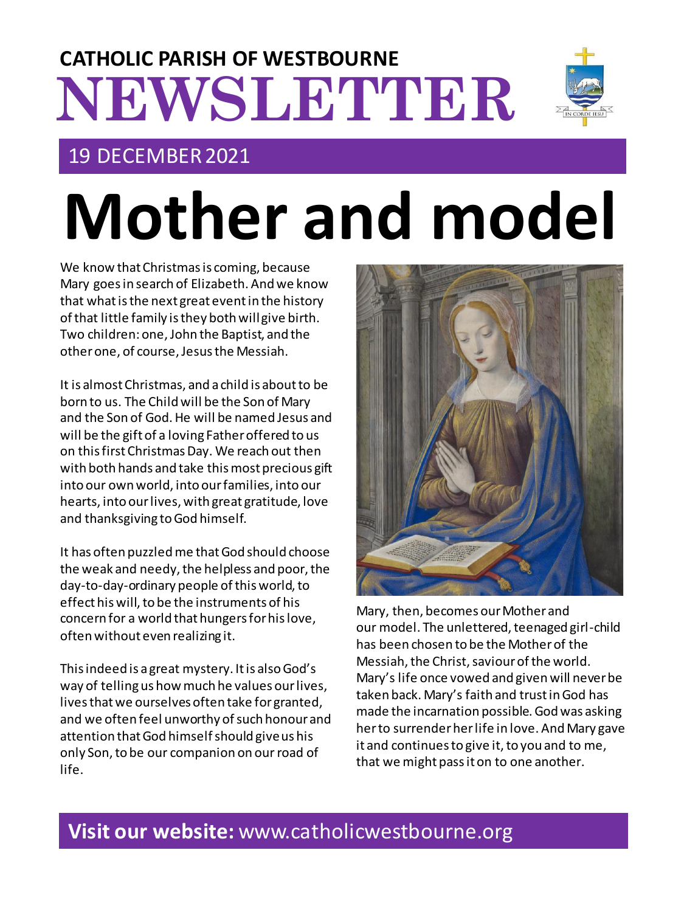# CATHOLIC PARISH OF WESTBOURNE NEWSLETTER

## 19 DECEMBER 2021

# Mother and model

We know that Christmas is coming, because Mary goes in search of Elizabeth. And we know that what is the next great event in the history of that little family is they both will give birth. Two children: one, John the Baptist, and the other one, of course, Jesus the Messiah.

It is almost Christmas, and a child is about to be born to us. The Child will be the Son of Mary and the Son of God. He will be named Jesus and will be the gift of a loving Father offered to us on this first Christmas Day. We reach out then with both hands and take this most precious gift into our own world, into our families, into our hearts, into our lives, with great gratitude, love and thanksgiving to God himself.

It has often puzzled me that God should choose the weak and needy, the helpless and poor, the day-to-day-ordinary people of this world, to effect his will, to be the instruments of his concern for a world that hungers for his love, often without even realizing it.

This indeed is a great mystery. It is also God's way of telling us how much he values our lives, lives that we ourselves often take for granted, and we often feel unworthy of such honour and attention that God himself should give us his only Son, to be our companion on our road of life.

Mary, then, becomes our Mother and our model. The unlettered, teenaged girl-child has been chosen to be the Mother of the Messiah, the Christ, saviour of the world. Mary's life once vowed and given will never be taken back. Mary's faith and trust in God has made the incarnation possible. God was asking her to surrender her life in love. And Mary gave it and continues to give it, to you and to me, that we might pass it on to one another.

**Visit our website:** www.catholicwestbourne.org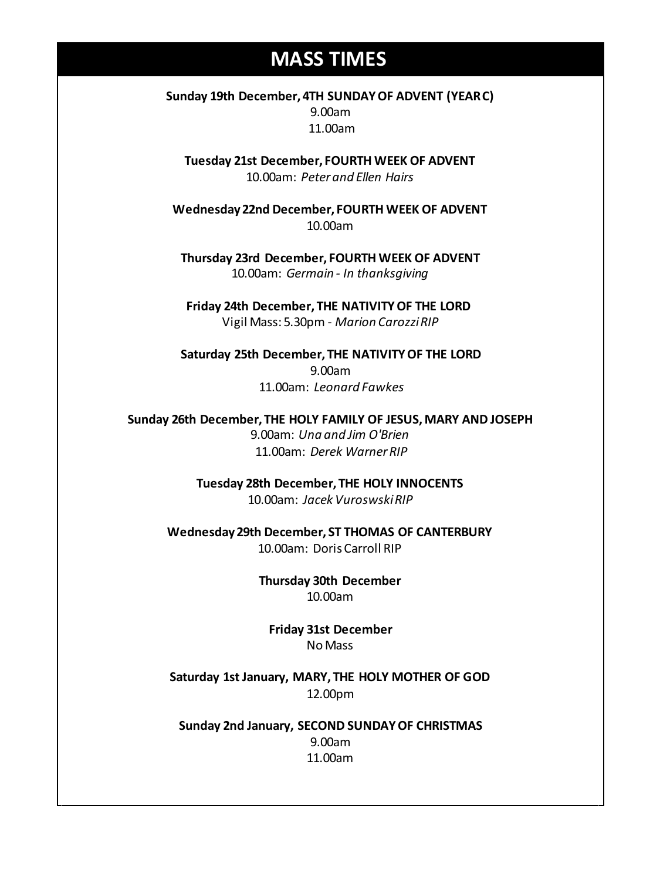# MASS TIMES

**Sunday 19th December, 4TH SUNDAY OF ADVENT (YEAR C)**
9.00am
11.00am

**Tuesday 21st December, FOURTH WEEK OF ADVENT**
10.00am: *Peter and Ellen Hairs*

**Wednesday 22nd December, FOURTH WEEK OF ADVENT**
10.00am

**Thursday 23rd December, FOURTH WEEK OF ADVENT**
10.00am: *Germain - In thanksgiving*

**Friday 24th December, THE NATIVITY OF THE LORD**
Vigil Mass: 5.30pm - *Marion Carozzi RIP*

**Saturday 25th December, THE NATIVITY OF THE LORD**
9.00am
11.00am: *Leonard Fawkes*

**Sunday 26th December, THE HOLY FAMILY OF JESUS, MARY AND JOSEPH**
9.00am: *Una and Jim O'Brien*
11.00am: *Derek Warner RIP*

**Tuesday 28th December, THE HOLY INNOCENTS**
10.00am: *Jacek Vuroswski RIP*

**Wednesday 29th December, ST THOMAS OF CANTERBURY**
10.00am: Doris Carroll RIP

**Thursday 30th December**
10.00am

**Friday 31st December**
No Mass

**Saturday 1st January, MARY, THE HOLY MOTHER OF GOD**
12.00pm

**Sunday 2nd January, SECOND SUNDAY OF CHRISTMAS**
9.00am
11.00am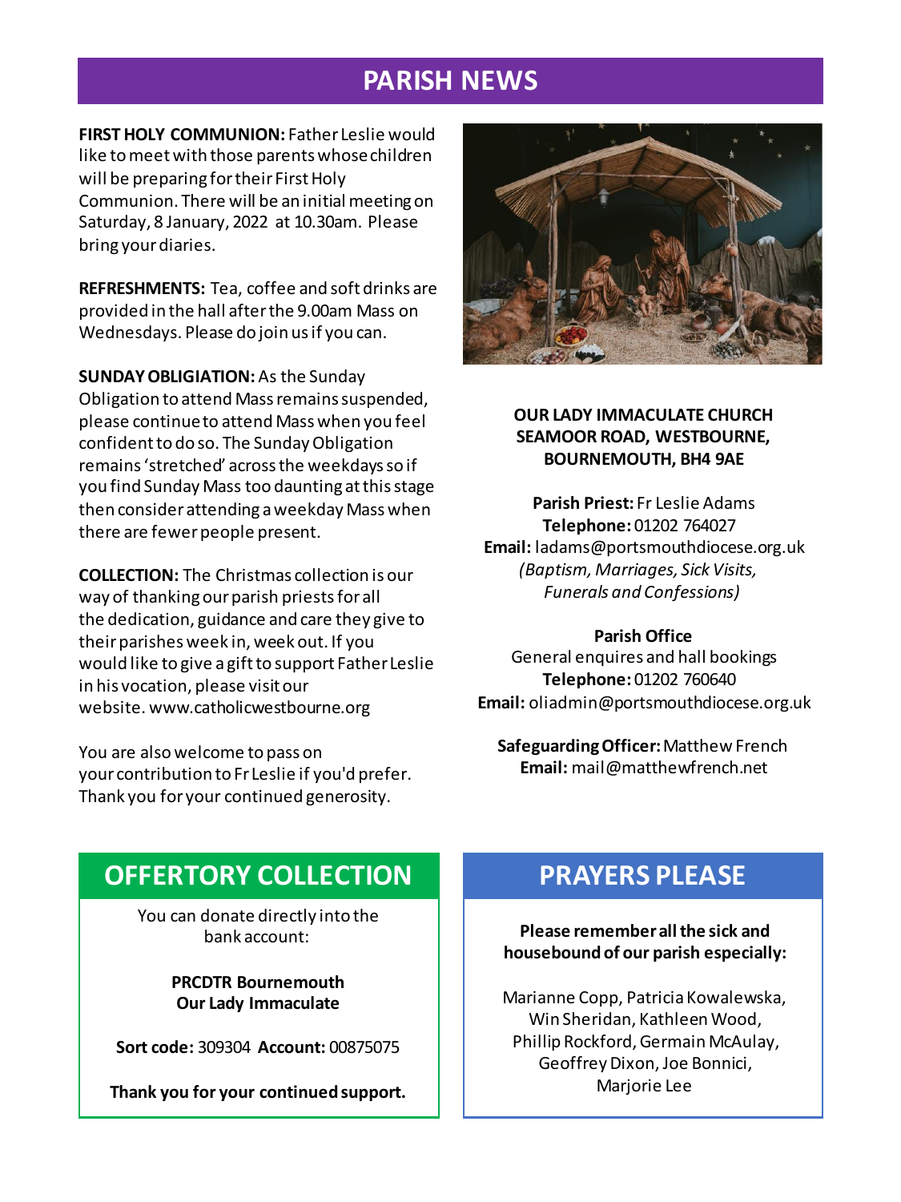# PARISH NEWS

**FIRST HOLY COMMUNION:** Father Leslie would like to meet with those parents whose children will be preparing for their First Holy Communion. There will be an initial meeting on Saturday, 8 January, 2022 at 10.30am. Please bring your diaries.

**REFRESHMENTS:** Tea, coffee and soft drinks are provided in the hall after the 9.00am Mass on Wednesdays. Please do join us if you can.

**SUNDAY OBLIGATION:** As the Sunday Obligation to attend Mass remains suspended, please continue to attend Mass when you feel confident to do so. The Sunday Obligation remains 'stretched' across the weekdays so if you find Sunday Mass too daunting at this stage then consider attending a weekday Mass when there are fewer people present.

**COLLECTION:** The Christmas collection is our way of thanking our parish priests for all the dedication, guidance and care they give to their parishes week in, week out. If you would like to give a gift to support Father Leslie in his vocation, please visit our website. www.catholicwestbourne.org

You are also welcome to pass on your contribution to Fr Leslie if you'd prefer. Thank you for your continued generosity.

**OUR LADY IMMACULATE CHURCH**
**SEAMOOR ROAD, WESTBOURNE,**
**BOURNEMOUTH, BH4 9AE**

**Parish Priest:** Fr Leslie Adams
**Telephone:** 01202 764027
**Email:** ladams@portsmouthdiocese.org.uk
*(Baptism, Marriages, Sick Visits, Funerals and Confessions)*

**Parish Office**
General enquires and hall bookings
**Telephone:** 01202 760640
**Email:** oliadmin@portsmouthdiocese.org.uk

**Safeguarding Officer:** Matthew French
**Email:** mail@matthewfrench.net

## OFFERTORY COLLECTION

You can donate directly into the bank account:

**PRCDTR Bournemouth**
**Our Lady Immaculate**

**Sort code:** 309304 **Account:** 00875075

**Thank you for your continued support.**

## PRAYERS PLEASE

**Please remember all the sick and housebound of our parish especially:**

Marianne Copp, Patricia Kowalewska, Win Sheridan, Kathleen Wood, Phillip Rockford, Germain McAulay, Geoffrey Dixon, Joe Bonnici, Marjorie Lee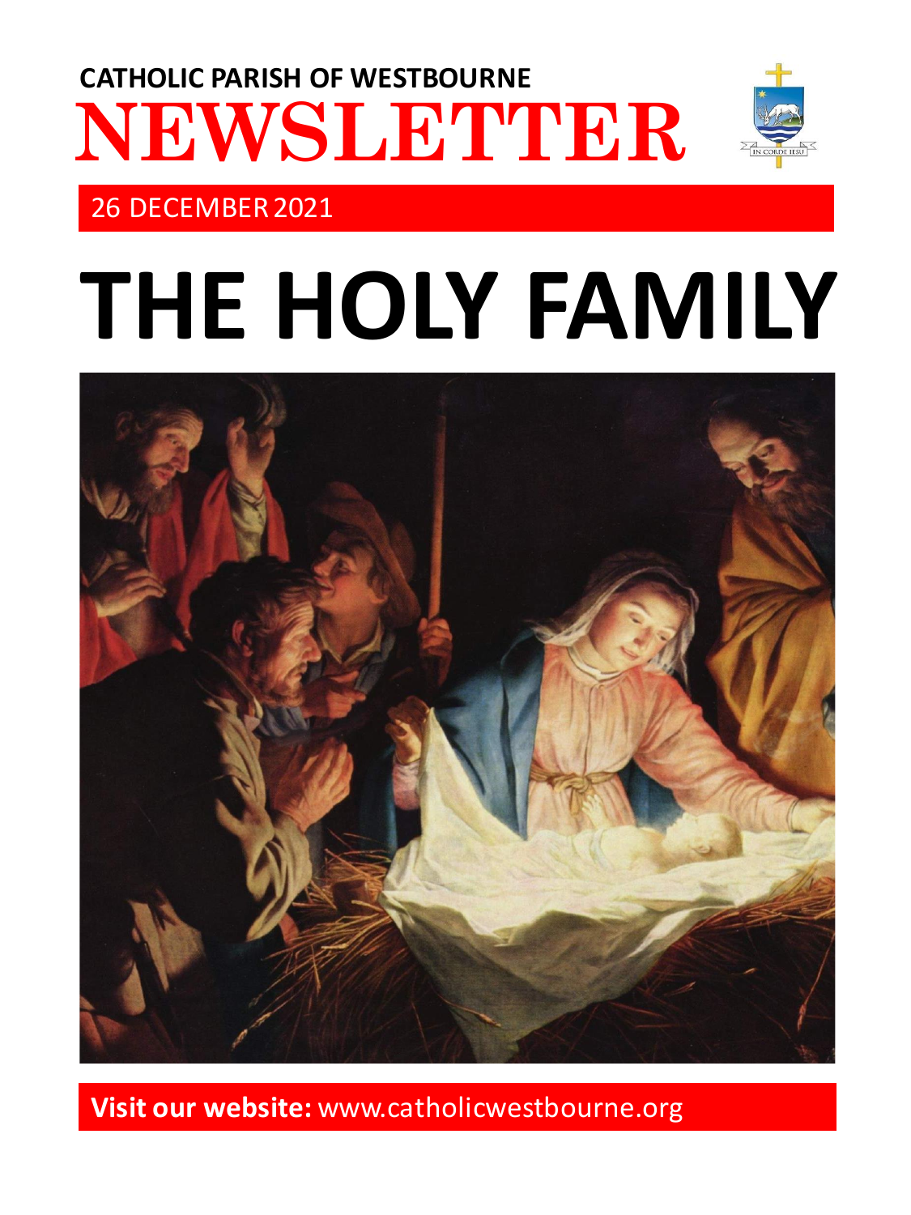**CATHOLIC PARISH OF WESTBOURNE**

# NEWSLETTER

26 DECEMBER 2021

# THE HOLY FAMILY

**Visit our website:** www.catholicwestbourne.org